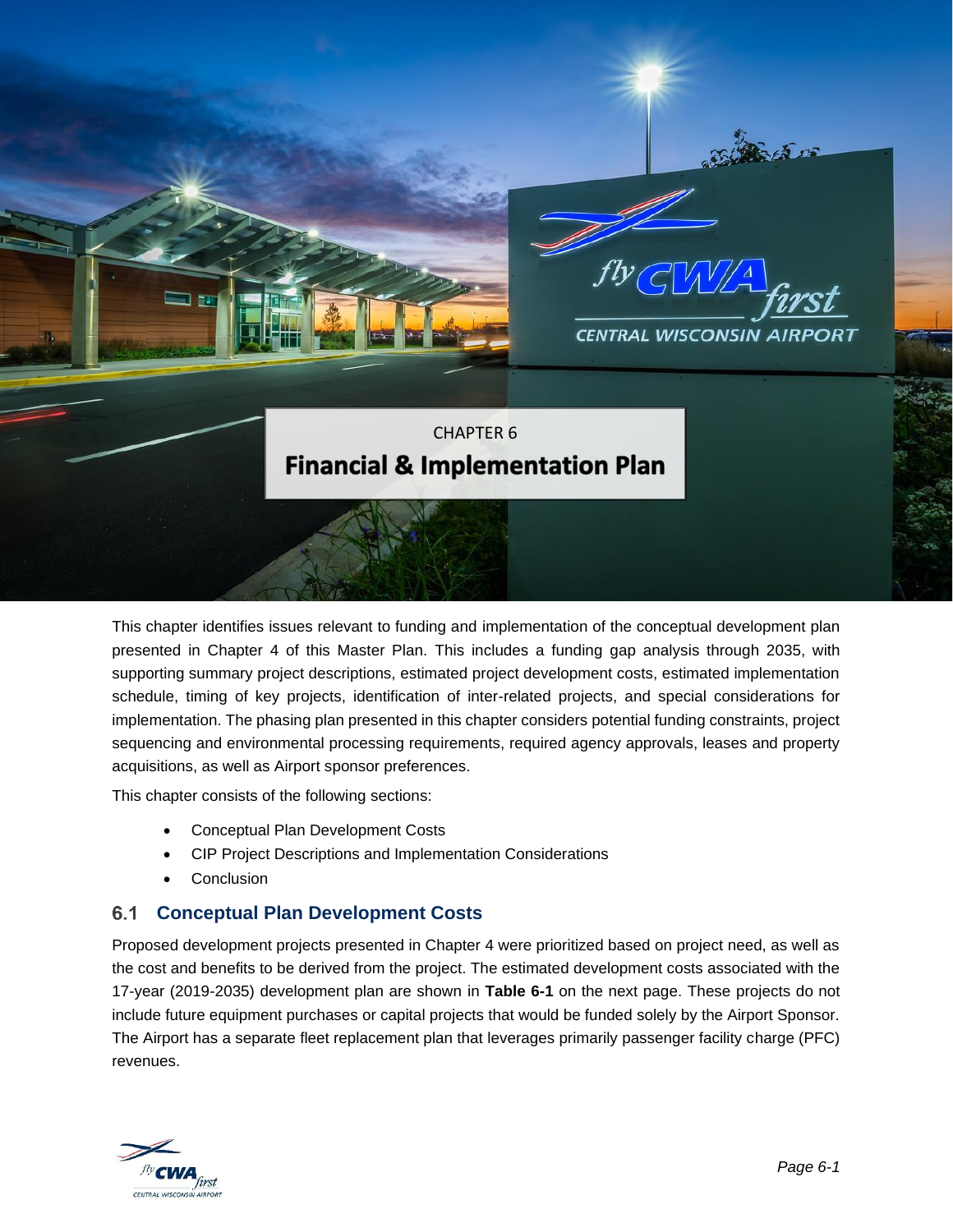CHAPTER 6

# Financial & Implementation Plan

This chapter identifies issues relevant to funding and implementation of the conceptual development plan presented in Chapter 4 of this Master Plan. This includes a funding gap analysis through 2035, with supporting summary project descriptions, estimated project development costs, estimated implementation schedule, timing of key projects, identification of inter-related projects, and special considerations for implementation. The phasing plan presented in this chapter considers potential funding constraints, project sequencing and environmental processing requirements, required agency approvals, leases and property acquisitions, as well as Airport sponsor preferences.

This chapter consists of the following sections:

- Conceptual Plan Development Costs
- CIP Project Descriptions and Implementation Considerations
- Conclusion

## 6.1 Conceptual Plan Development Costs

Proposed development projects presented in Chapter 4 were prioritized based on project need, as well as the cost and benefits to be derived from the project. The estimated development costs associated with the 17-year (2019-2035) development plan are shown in **Table 6-1** on the next page. These projects do not include future equipment purchases or capital projects that would be funded solely by the Airport Sponsor. The Airport has a separate fleet replacement plan that leverages primarily passenger facility charge (PFC) revenues.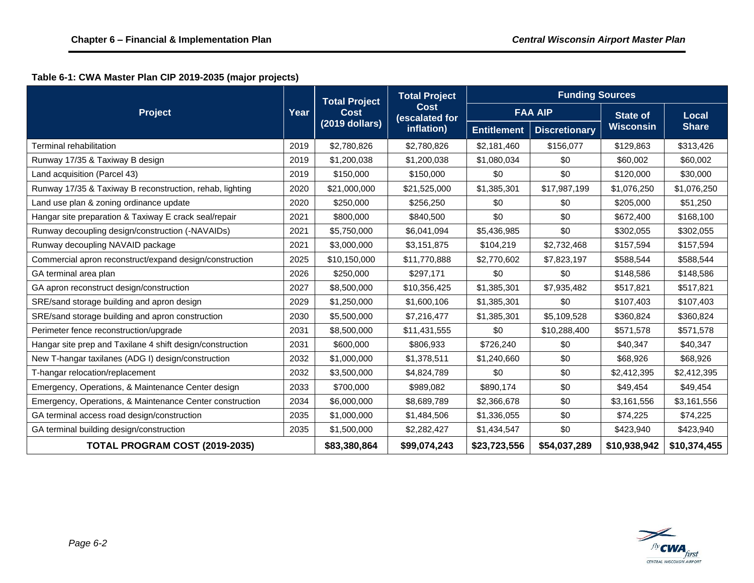**Table 6-1: CWA Master Plan CIP 2019-2035 (major projects)**

| Project | Year | Total Project Cost (2019 dollars) | Total Project Cost (escalated for inflation) | Funding Sources | | | |
|---|---|---|---|---|---|---|---|
| | | | | FAA AIP | | State of Wisconsin | Local Share |
| | | | | Entitlement | Discretionary | | |
| Terminal rehabilitation | 2019 | $2,780,826 | $2,780,826 | $2,181,460 | $156,077 | $129,863 | $313,426 |
| Runway 17/35 & Taxiway B design | 2019 | $1,200,038 | $1,200,038 | $1,080,034 | $0 | $60,002 | $60,002 |
| Land acquisition (Parcel 43) | 2019 | $150,000 | $150,000 | $0 | $0 | $120,000 | $30,000 |
| Runway 17/35 & Taxiway B reconstruction, rehab, lighting | 2020 | $21,000,000 | $21,525,000 | $1,385,301 | $17,987,199 | $1,076,250 | $1,076,250 |
| Land use plan & zoning ordinance update | 2020 | $250,000 | $256,250 | $0 | $0 | $205,000 | $51,250 |
| Hangar site preparation & Taxiway E crack seal/repair | 2021 | $800,000 | $840,500 | $0 | $0 | $672,400 | $168,100 |
| Runway decoupling design/construction (-NAVAIDs) | 2021 | $5,750,000 | $6,041,094 | $5,436,985 | $0 | $302,055 | $302,055 |
| Runway decoupling NAVAID package | 2021 | $3,000,000 | $3,151,875 | $104,219 | $2,732,468 | $157,594 | $157,594 |
| Commercial apron reconstruct/expand design/construction | 2025 | $10,150,000 | $11,770,888 | $2,770,602 | $7,823,197 | $588,544 | $588,544 |
| GA terminal area plan | 2026 | $250,000 | $297,171 | $0 | $0 | $148,586 | $148,586 |
| GA apron reconstruct design/construction | 2027 | $8,500,000 | $10,356,425 | $1,385,301 | $7,935,482 | $517,821 | $517,821 |
| SRE/sand storage building and apron design | 2029 | $1,250,000 | $1,600,106 | $1,385,301 | $0 | $107,403 | $107,403 |
| SRE/sand storage building and apron construction | 2030 | $5,500,000 | $7,216,477 | $1,385,301 | $5,109,528 | $360,824 | $360,824 |
| Perimeter fence reconstruction/upgrade | 2031 | $8,500,000 | $11,431,555 | $0 | $10,288,400 | $571,578 | $571,578 |
| Hangar site prep and Taxilane 4 shift design/construction | 2031 | $600,000 | $806,933 | $726,240 | $0 | $40,347 | $40,347 |
| New T-hangar taxilanes (ADG I) design/construction | 2032 | $1,000,000 | $1,378,511 | $1,240,660 | $0 | $68,926 | $68,926 |
| T-hangar relocation/replacement | 2032 | $3,500,000 | $4,824,789 | $0 | $0 | $2,412,395 | $2,412,395 |
| Emergency, Operations, & Maintenance Center design | 2033 | $700,000 | $989,082 | $890,174 | $0 | $49,454 | $49,454 |
| Emergency, Operations, & Maintenance Center construction | 2034 | $6,000,000 | $8,689,789 | $2,366,678 | $0 | $3,161,556 | $3,161,556 |
| GA terminal access road design/construction | 2035 | $1,000,000 | $1,484,506 | $1,336,055 | $0 | $74,225 | $74,225 |
| GA terminal building design/construction | 2035 | $1,500,000 | $2,282,427 | $1,434,547 | $0 | $423,940 | $423,940 |
| **TOTAL PROGRAM COST (2019-2035)** | | **$83,380,864** | **$99,074,243** | **$23,723,556** | **$54,037,289** | **$10,938,942** | **$10,374,455** |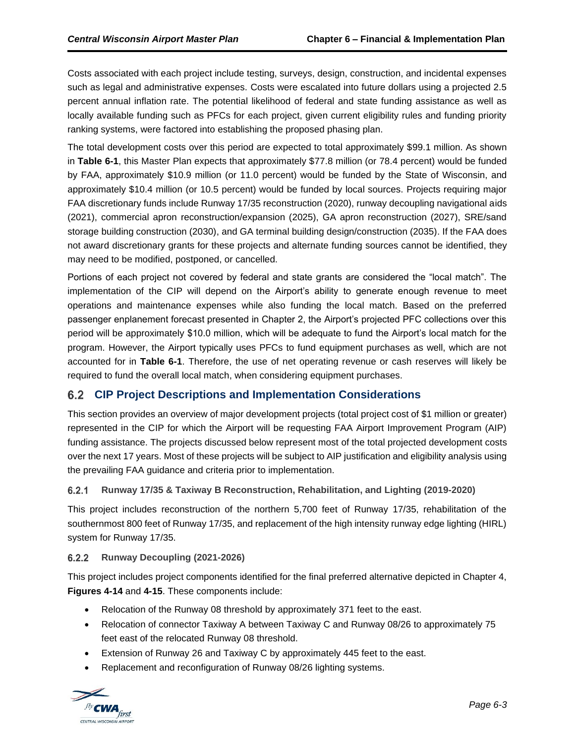Costs associated with each project include testing, surveys, design, construction, and incidental expenses such as legal and administrative expenses. Costs were escalated into future dollars using a projected 2.5 percent annual inflation rate. The potential likelihood of federal and state funding assistance as well as locally available funding such as PFCs for each project, given current eligibility rules and funding priority ranking systems, were factored into establishing the proposed phasing plan.

The total development costs over this period are expected to total approximately $99.1 million. As shown in **Table 6-1**, this Master Plan expects that approximately $77.8 million (or 78.4 percent) would be funded by FAA, approximately $10.9 million (or 11.0 percent) would be funded by the State of Wisconsin, and approximately $10.4 million (or 10.5 percent) would be funded by local sources. Projects requiring major FAA discretionary funds include Runway 17/35 reconstruction (2020), runway decoupling navigational aids (2021), commercial apron reconstruction/expansion (2025), GA apron reconstruction (2027), SRE/sand storage building construction (2030), and GA terminal building design/construction (2035). If the FAA does not award discretionary grants for these projects and alternate funding sources cannot be identified, they may need to be modified, postponed, or cancelled.

Portions of each project not covered by federal and state grants are considered the "local match". The implementation of the CIP will depend on the Airport's ability to generate enough revenue to meet operations and maintenance expenses while also funding the local match. Based on the preferred passenger enplanement forecast presented in Chapter 2, the Airport's projected PFC collections over this period will be approximately $10.0 million, which will be adequate to fund the Airport's local match for the program. However, the Airport typically uses PFCs to fund equipment purchases as well, which are not accounted for in **Table 6-1**. Therefore, the use of net operating revenue or cash reserves will likely be required to fund the overall local match, when considering equipment purchases.

## 6.2 CIP Project Descriptions and Implementation Considerations

This section provides an overview of major development projects (total project cost of $1 million or greater) represented in the CIP for which the Airport will be requesting FAA Airport Improvement Program (AIP) funding assistance. The projects discussed below represent most of the total projected development costs over the next 17 years. Most of these projects will be subject to AIP justification and eligibility analysis using the prevailing FAA guidance and criteria prior to implementation.

### 6.2.1 Runway 17/35 & Taxiway B Reconstruction, Rehabilitation, and Lighting (2019-2020)

This project includes reconstruction of the northern 5,700 feet of Runway 17/35, rehabilitation of the southernmost 800 feet of Runway 17/35, and replacement of the high intensity runway edge lighting (HIRL) system for Runway 17/35.

### 6.2.2 Runway Decoupling (2021-2026)

This project includes project components identified for the final preferred alternative depicted in Chapter 4, **Figures 4-14** and **4-15**. These components include:

- Relocation of the Runway 08 threshold by approximately 371 feet to the east.
- Relocation of connector Taxiway A between Taxiway C and Runway 08/26 to approximately 75 feet east of the relocated Runway 08 threshold.
- Extension of Runway 26 and Taxiway C by approximately 445 feet to the east.
- Replacement and reconfiguration of Runway 08/26 lighting systems.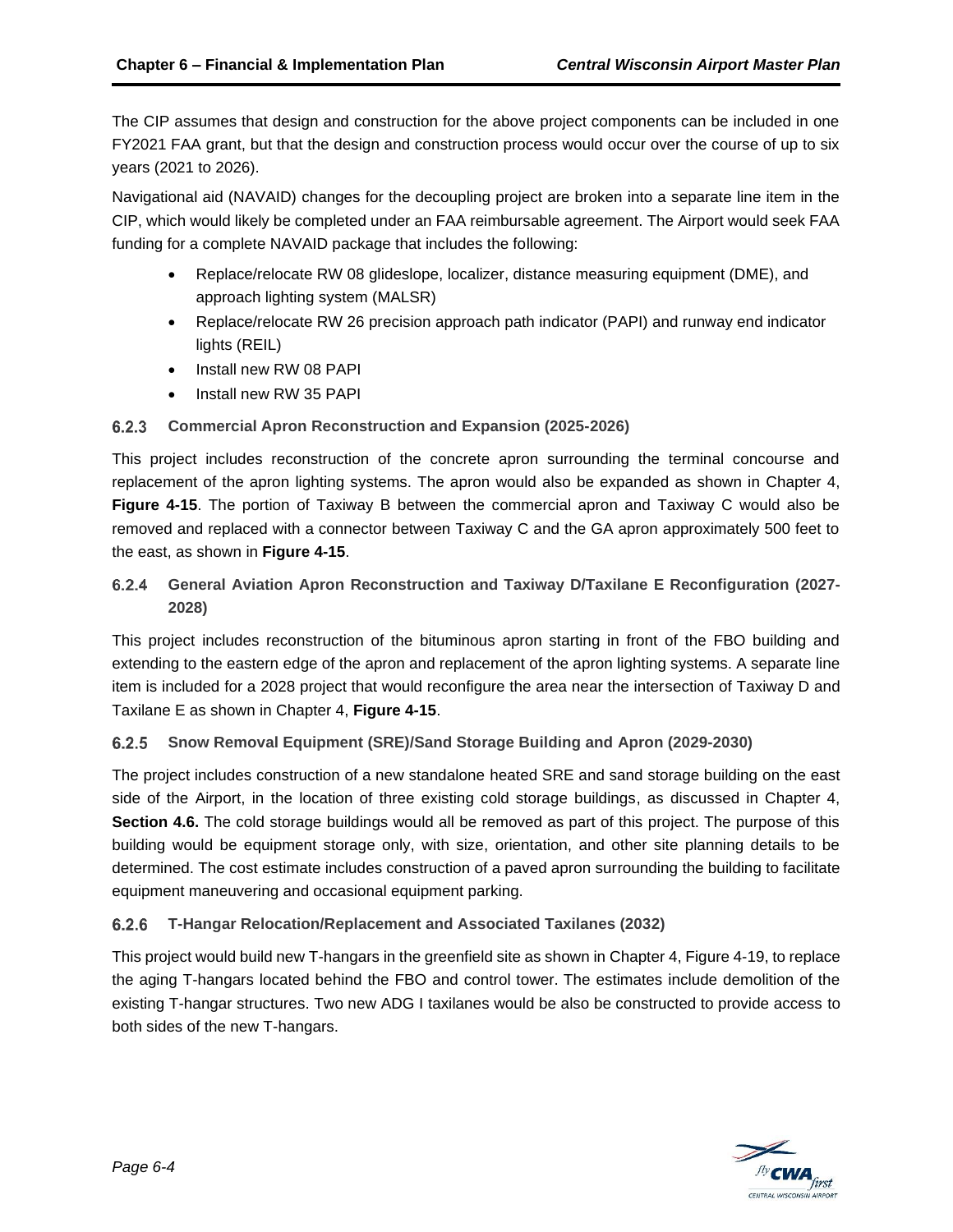The CIP assumes that design and construction for the above project components can be included in one FY2021 FAA grant, but that the design and construction process would occur over the course of up to six years (2021 to 2026).

Navigational aid (NAVAID) changes for the decoupling project are broken into a separate line item in the CIP, which would likely be completed under an FAA reimbursable agreement. The Airport would seek FAA funding for a complete NAVAID package that includes the following:

- Replace/relocate RW 08 glideslope, localizer, distance measuring equipment (DME), and approach lighting system (MALSR)
- Replace/relocate RW 26 precision approach path indicator (PAPI) and runway end indicator lights (REIL)
- Install new RW 08 PAPI
- Install new RW 35 PAPI

### 6.2.3 Commercial Apron Reconstruction and Expansion (2025-2026)

This project includes reconstruction of the concrete apron surrounding the terminal concourse and replacement of the apron lighting systems. The apron would also be expanded as shown in Chapter 4, **Figure 4-15**. The portion of Taxiway B between the commercial apron and Taxiway C would also be removed and replaced with a connector between Taxiway C and the GA apron approximately 500 feet to the east, as shown in **Figure 4-15**.

### 6.2.4 General Aviation Apron Reconstruction and Taxiway D/Taxilane E Reconfiguration (2027-2028)

This project includes reconstruction of the bituminous apron starting in front of the FBO building and extending to the eastern edge of the apron and replacement of the apron lighting systems. A separate line item is included for a 2028 project that would reconfigure the area near the intersection of Taxiway D and Taxilane E as shown in Chapter 4, **Figure 4-15**.

### 6.2.5 Snow Removal Equipment (SRE)/Sand Storage Building and Apron (2029-2030)

The project includes construction of a new standalone heated SRE and sand storage building on the east side of the Airport, in the location of three existing cold storage buildings, as discussed in Chapter 4, **Section 4.6.** The cold storage buildings would all be removed as part of this project. The purpose of this building would be equipment storage only, with size, orientation, and other site planning details to be determined. The cost estimate includes construction of a paved apron surrounding the building to facilitate equipment maneuvering and occasional equipment parking.

### 6.2.6 T-Hangar Relocation/Replacement and Associated Taxilanes (2032)

This project would build new T-hangars in the greenfield site as shown in Chapter 4, Figure 4-19, to replace the aging T-hangars located behind the FBO and control tower. The estimates include demolition of the existing T-hangar structures. Two new ADG I taxilanes would be also be constructed to provide access to both sides of the new T-hangars.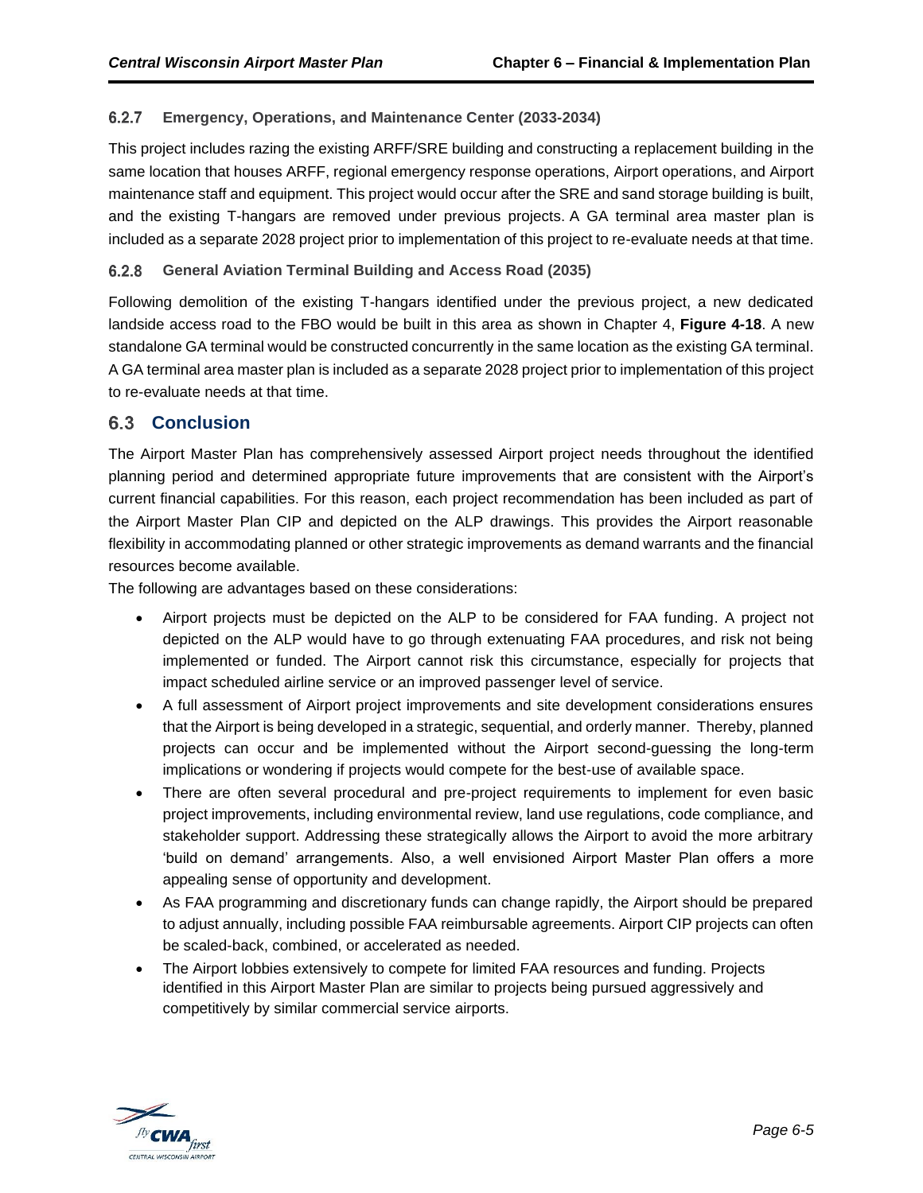### 6.2.7 Emergency, Operations, and Maintenance Center (2033-2034)

This project includes razing the existing ARFF/SRE building and constructing a replacement building in the same location that houses ARFF, regional emergency response operations, Airport operations, and Airport maintenance staff and equipment. This project would occur after the SRE and sand storage building is built, and the existing T-hangars are removed under previous projects. A GA terminal area master plan is included as a separate 2028 project prior to implementation of this project to re-evaluate needs at that time.

### 6.2.8 General Aviation Terminal Building and Access Road (2035)

Following demolition of the existing T-hangars identified under the previous project, a new dedicated landside access road to the FBO would be built in this area as shown in Chapter 4, **Figure 4-18**. A new standalone GA terminal would be constructed concurrently in the same location as the existing GA terminal. A GA terminal area master plan is included as a separate 2028 project prior to implementation of this project to re-evaluate needs at that time.

## 6.3 Conclusion

The Airport Master Plan has comprehensively assessed Airport project needs throughout the identified planning period and determined appropriate future improvements that are consistent with the Airport's current financial capabilities. For this reason, each project recommendation has been included as part of the Airport Master Plan CIP and depicted on the ALP drawings. This provides the Airport reasonable flexibility in accommodating planned or other strategic improvements as demand warrants and the financial resources become available.

The following are advantages based on these considerations:

- Airport projects must be depicted on the ALP to be considered for FAA funding. A project not depicted on the ALP would have to go through extenuating FAA procedures, and risk not being implemented or funded. The Airport cannot risk this circumstance, especially for projects that impact scheduled airline service or an improved passenger level of service.
- A full assessment of Airport project improvements and site development considerations ensures that the Airport is being developed in a strategic, sequential, and orderly manner. Thereby, planned projects can occur and be implemented without the Airport second-guessing the long-term implications or wondering if projects would compete for the best-use of available space.
- There are often several procedural and pre-project requirements to implement for even basic project improvements, including environmental review, land use regulations, code compliance, and stakeholder support. Addressing these strategically allows the Airport to avoid the more arbitrary 'build on demand' arrangements. Also, a well envisioned Airport Master Plan offers a more appealing sense of opportunity and development.
- As FAA programming and discretionary funds can change rapidly, the Airport should be prepared to adjust annually, including possible FAA reimbursable agreements. Airport CIP projects can often be scaled-back, combined, or accelerated as needed.
- The Airport lobbies extensively to compete for limited FAA resources and funding. Projects identified in this Airport Master Plan are similar to projects being pursued aggressively and competitively by similar commercial service airports.